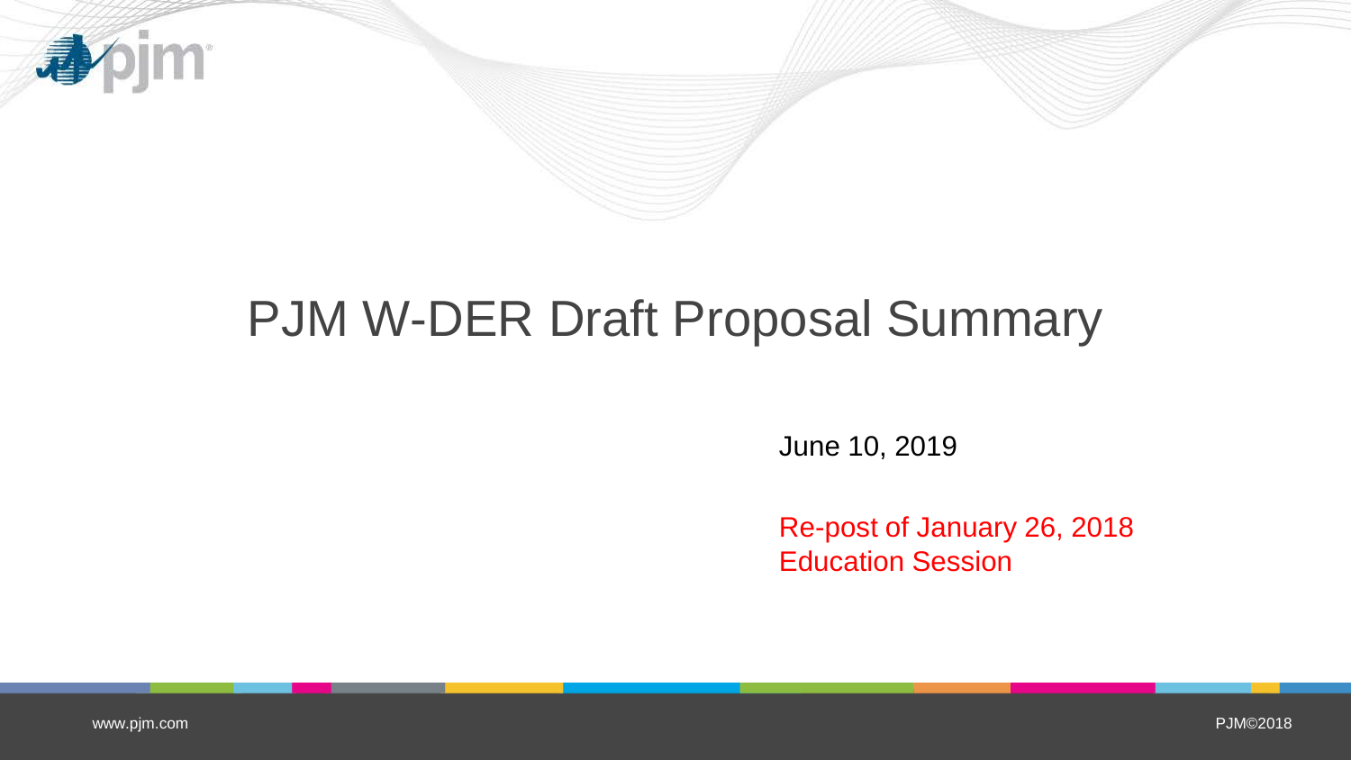# PJM W-DER Draft Proposal Summary

June 10, 2019

Re-post of January 26, 2018 Education Session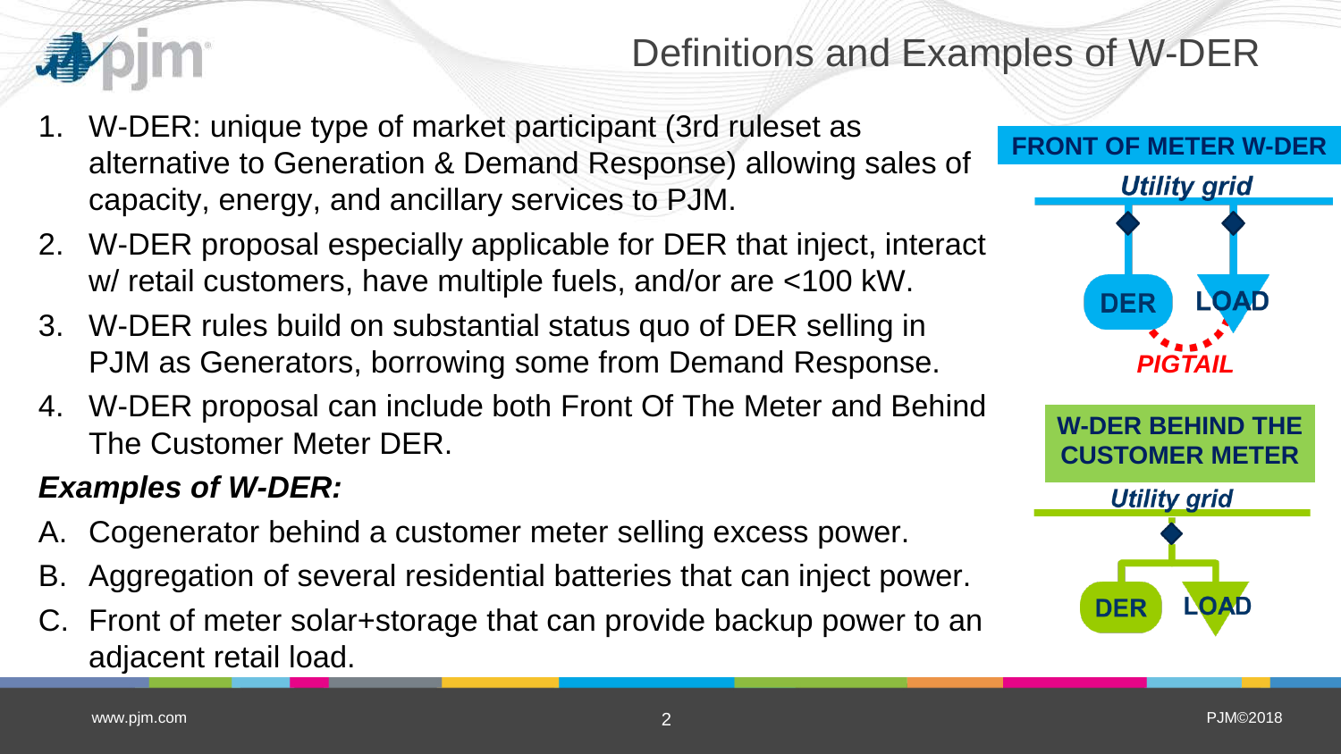# Definitions and Examples of W-DER

1. W-DER: unique type of market participant (3rd ruleset as alternative to Generation & Demand Response) allowing sales of capacity, energy, and ancillary services to PJM.
2. W-DER proposal especially applicable for DER that inject, interact w/ retail customers, have multiple fuels, and/or are <100 kW.
3. W-DER rules build on substantial status quo of DER selling in PJM as Generators, borrowing some from Demand Response.
4. W-DER proposal can include both Front Of The Meter and Behind The Customer Meter DER.

***Examples of W-DER:***

A. Cogenerator behind a customer meter selling excess power.
B. Aggregation of several residential batteries that can inject power.
C. Front of meter solar+storage that can provide backup power to an adjacent retail load.

**FRONT OF METER W-DER**

*Utility grid*

DER LOAD

*PIGTAIL*

**W-DER BEHIND THE CUSTOMER METER**

*Utility grid*

DER LOAD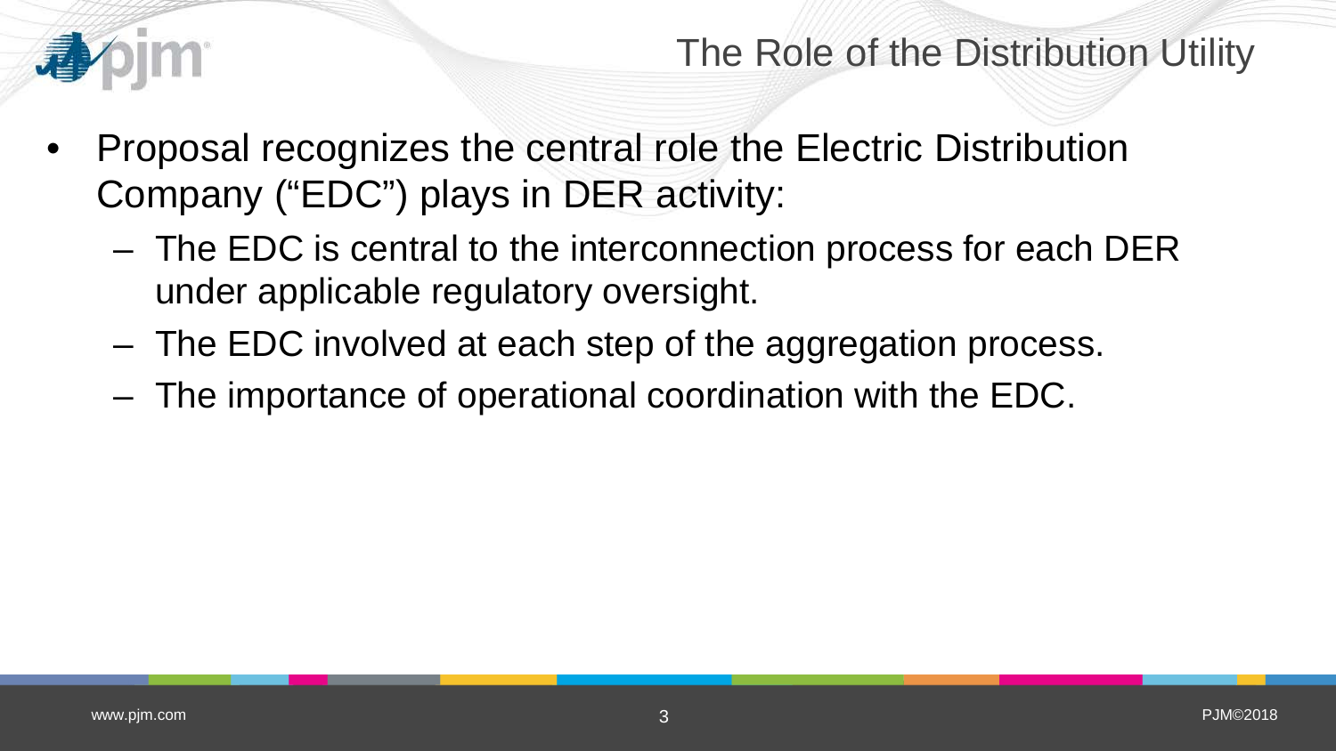# The Role of the Distribution Utility

- Proposal recognizes the central role the Electric Distribution Company ("EDC") plays in DER activity:
  - The EDC is central to the interconnection process for each DER under applicable regulatory oversight.
  - The EDC involved at each step of the aggregation process.
  - The importance of operational coordination with the EDC.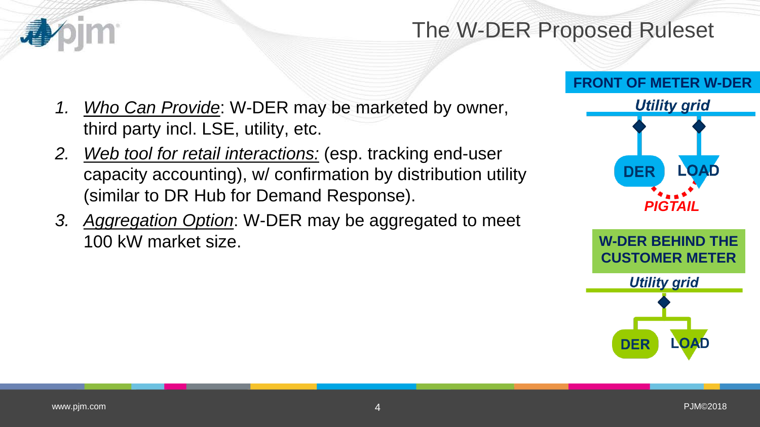# The W-DER Proposed Ruleset

1. *Who Can Provide*: W-DER may be marketed by owner, third party incl. LSE, utility, etc.
2. *Web tool for retail interactions:* (esp. tracking end-user capacity accounting), w/ confirmation by distribution utility (similar to DR Hub for Demand Response).
3. *Aggregation Option*: W-DER may be aggregated to meet 100 kW market size.

**FRONT OF METER W-DER**

*Utility grid*

DER LOAD

*PIGTAIL*

**W-DER BEHIND THE CUSTOMER METER**

*Utility grid*

DER LOAD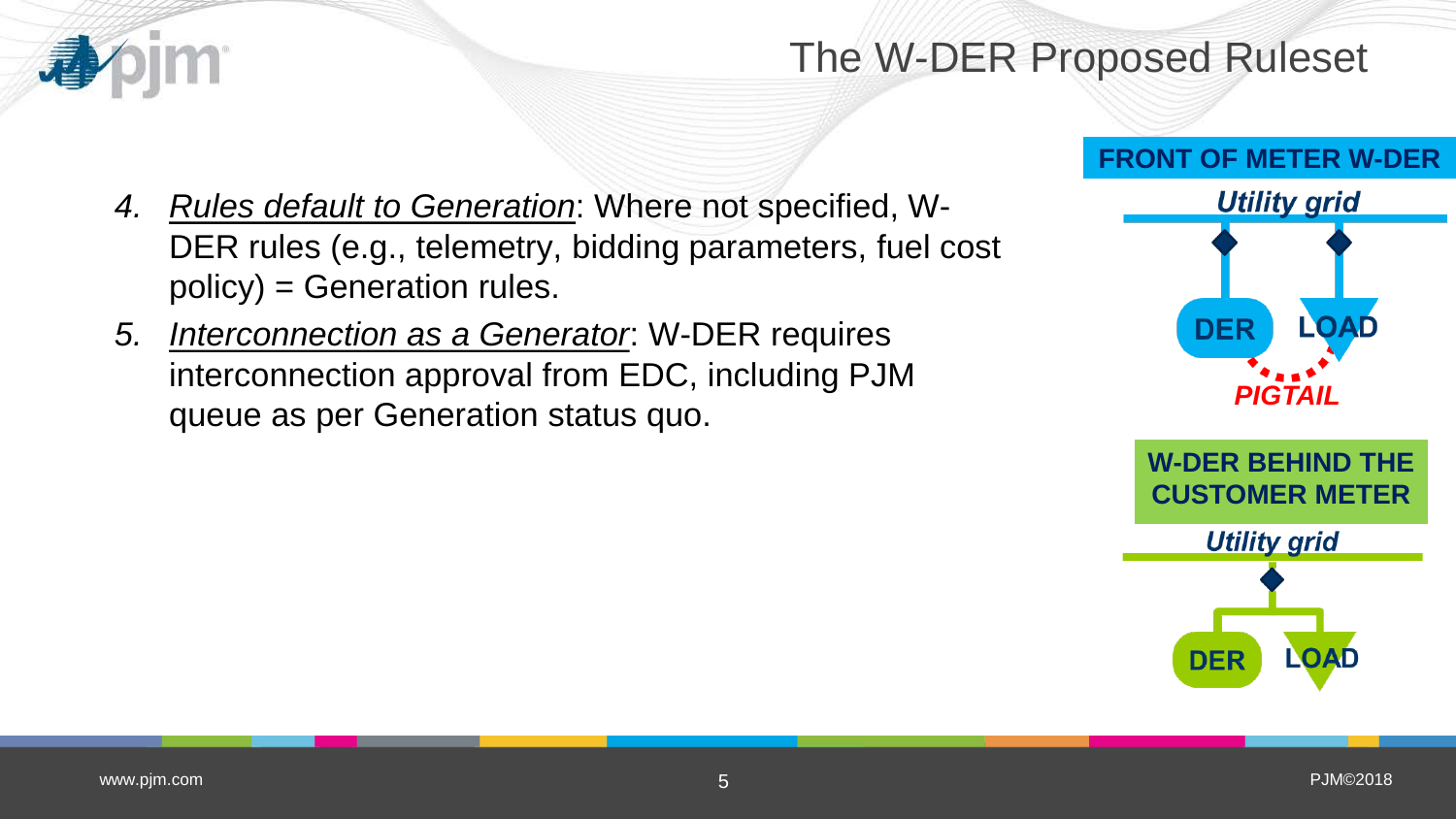# The W-DER Proposed Ruleset

4. *Rules default to Generation*: Where not specified, W-DER rules (e.g., telemetry, bidding parameters, fuel cost policy) = Generation rules.
5. *Interconnection as a Generator*: W-DER requires interconnection approval from EDC, including PJM queue as per Generation status quo.

**FRONT OF METER W-DER**

*Utility grid*

DER — LOAD

*PIGTAIL*

**W-DER BEHIND THE CUSTOMER METER**

*Utility grid*

DER — LOAD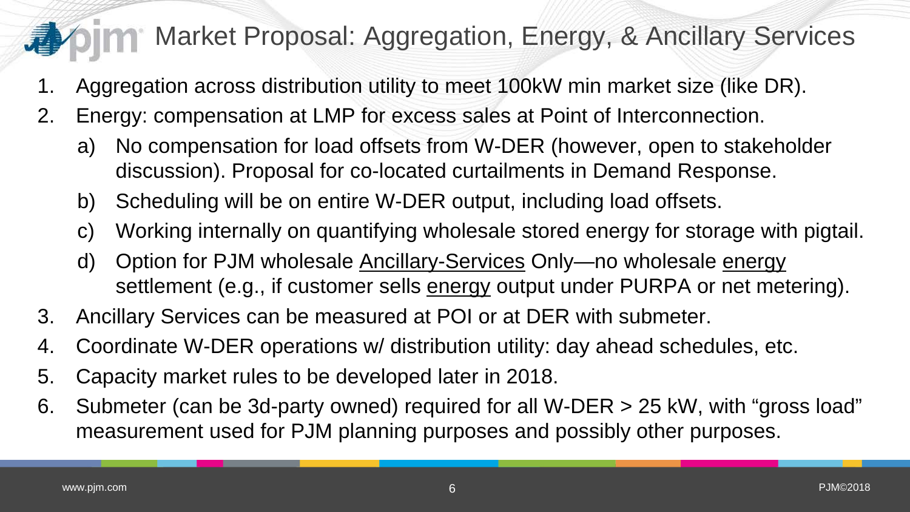# Market Proposal: Aggregation, Energy, & Ancillary Services

1. Aggregation across distribution utility to meet 100kW min market size (like DR).
2. Energy: compensation at LMP for excess sales at Point of Interconnection.
   a) No compensation for load offsets from W-DER (however, open to stakeholder discussion). Proposal for co-located curtailments in Demand Response.
   b) Scheduling will be on entire W-DER output, including load offsets.
   c) Working internally on quantifying wholesale stored energy for storage with pigtail.
   d) Option for PJM wholesale Ancillary-Services Only—no wholesale energy settlement (e.g., if customer sells energy output under PURPA or net metering).
3. Ancillary Services can be measured at POI or at DER with submeter.
4. Coordinate W-DER operations w/ distribution utility: day ahead schedules, etc.
5. Capacity market rules to be developed later in 2018.
6. Submeter (can be 3d-party owned) required for all W-DER > 25 kW, with "gross load" measurement used for PJM planning purposes and possibly other purposes.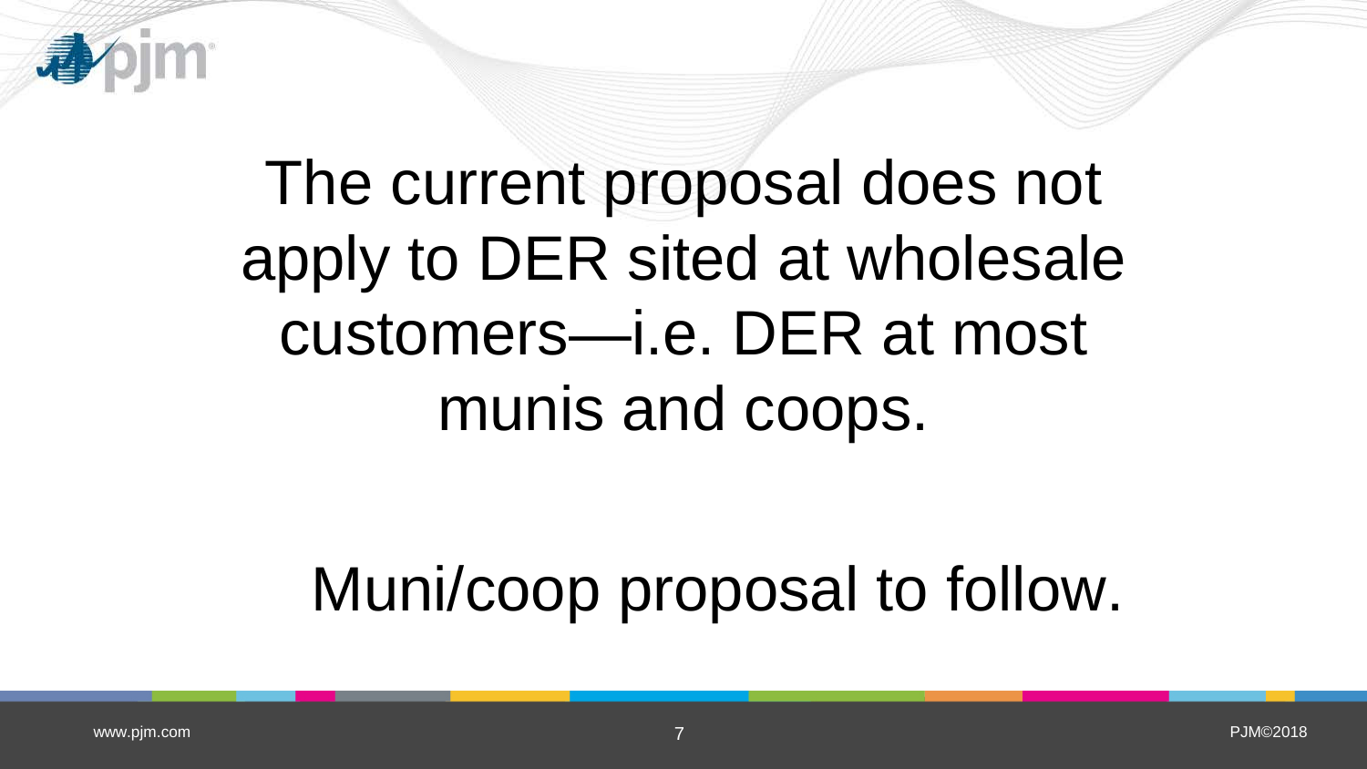The current proposal does not apply to DER sited at wholesale customers—i.e. DER at most munis and coops.

Muni/coop proposal to follow.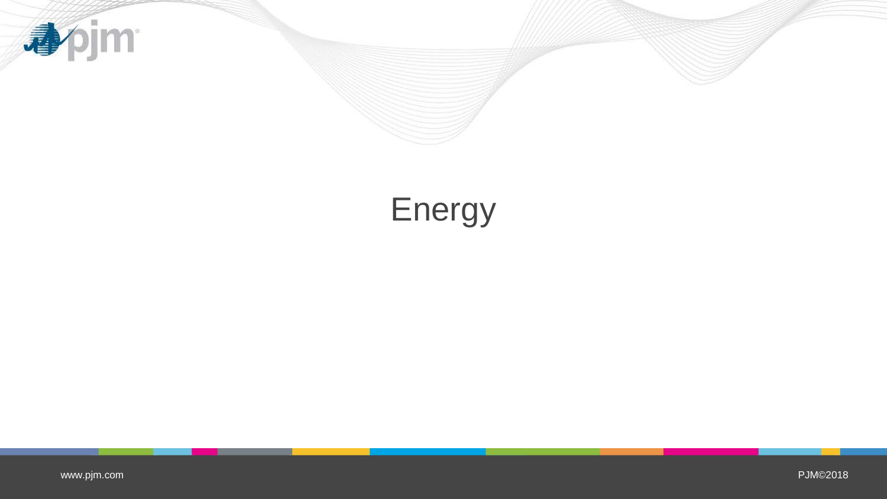# Energy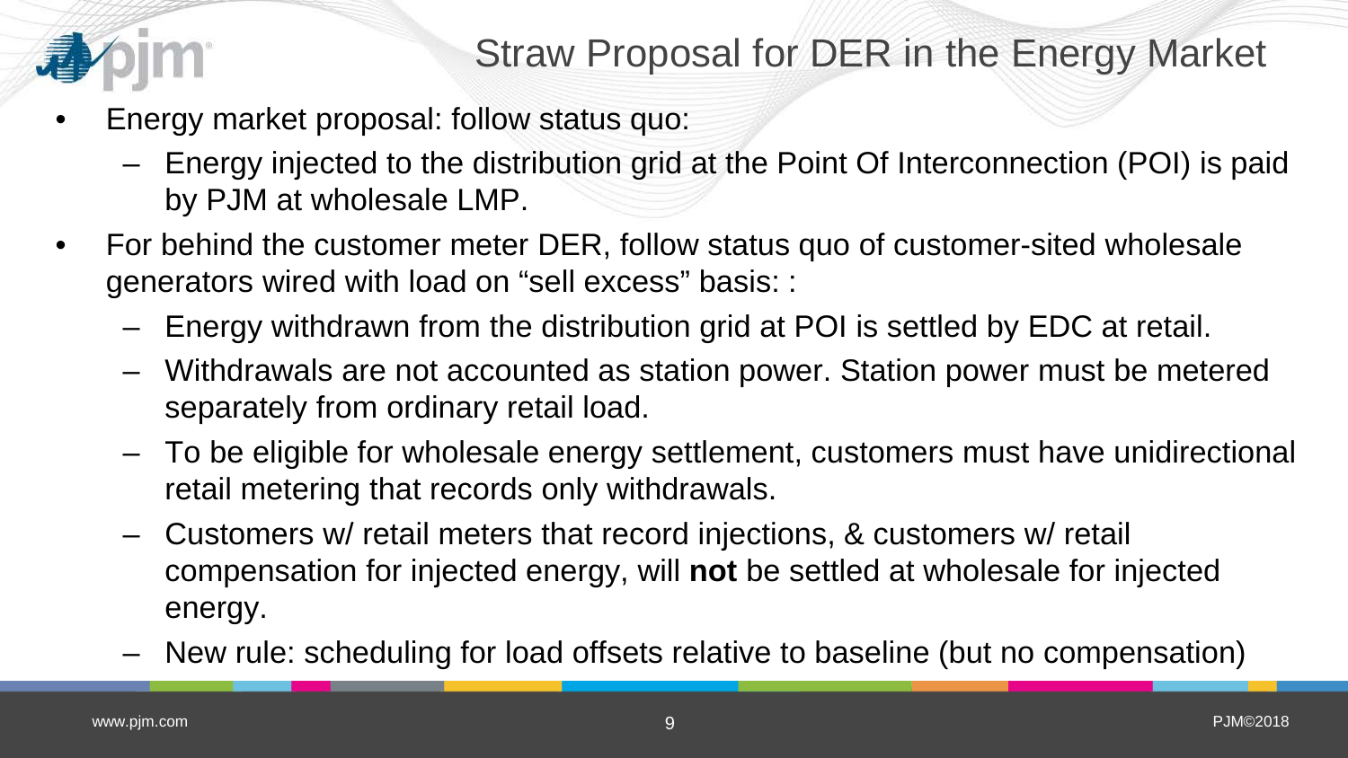# Straw Proposal for DER in the Energy Market

- Energy market proposal: follow status quo:
  - Energy injected to the distribution grid at the Point Of Interconnection (POI) is paid by PJM at wholesale LMP.
- For behind the customer meter DER, follow status quo of customer-sited wholesale generators wired with load on "sell excess" basis: :
  - Energy withdrawn from the distribution grid at POI is settled by EDC at retail.
  - Withdrawals are not accounted as station power. Station power must be metered separately from ordinary retail load.
  - To be eligible for wholesale energy settlement, customers must have unidirectional retail metering that records only withdrawals.
  - Customers w/ retail meters that record injections, & customers w/ retail compensation for injected energy, will **not** be settled at wholesale for injected energy.
  - New rule: scheduling for load offsets relative to baseline (but no compensation)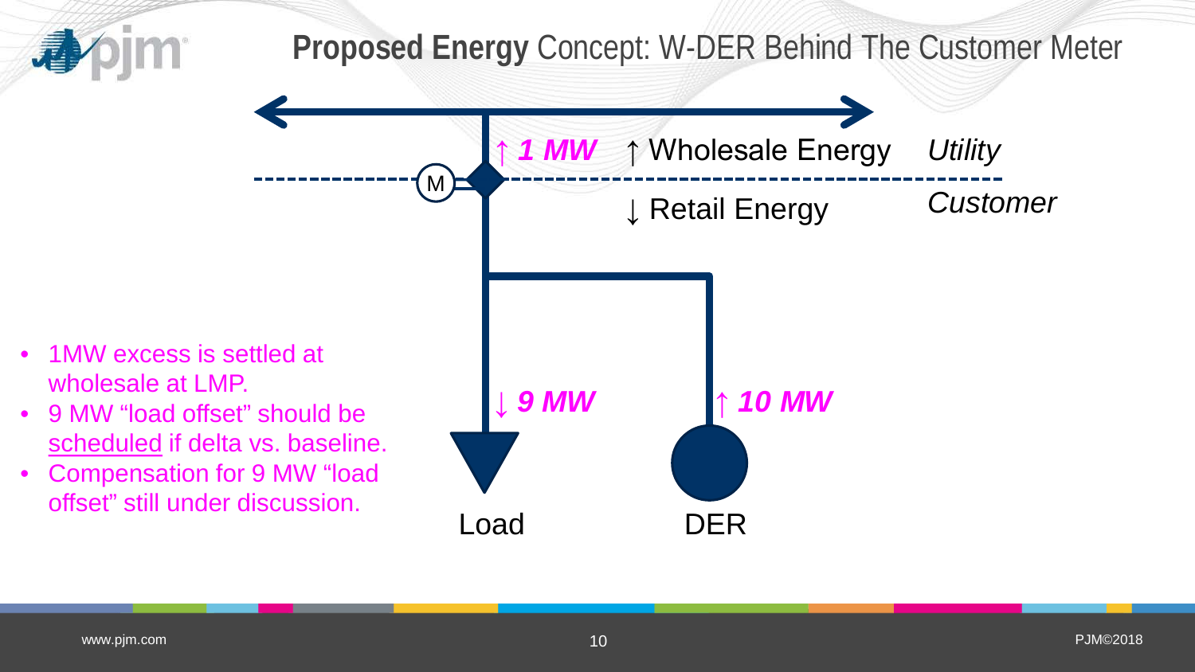# **Proposed Energy** Concept: W-DER Behind The Customer Meter

↑ ***1 MW*** ↑ Wholesale Energy *Utility*

M

↓ Retail Energy *Customer*

↓ ***9 MW***

↑ ***10 MW***

Load

DER

- 1MW excess is settled at wholesale at LMP.
- 9 MW "load offset" should be scheduled if delta vs. baseline.
- Compensation for 9 MW "load offset" still under discussion.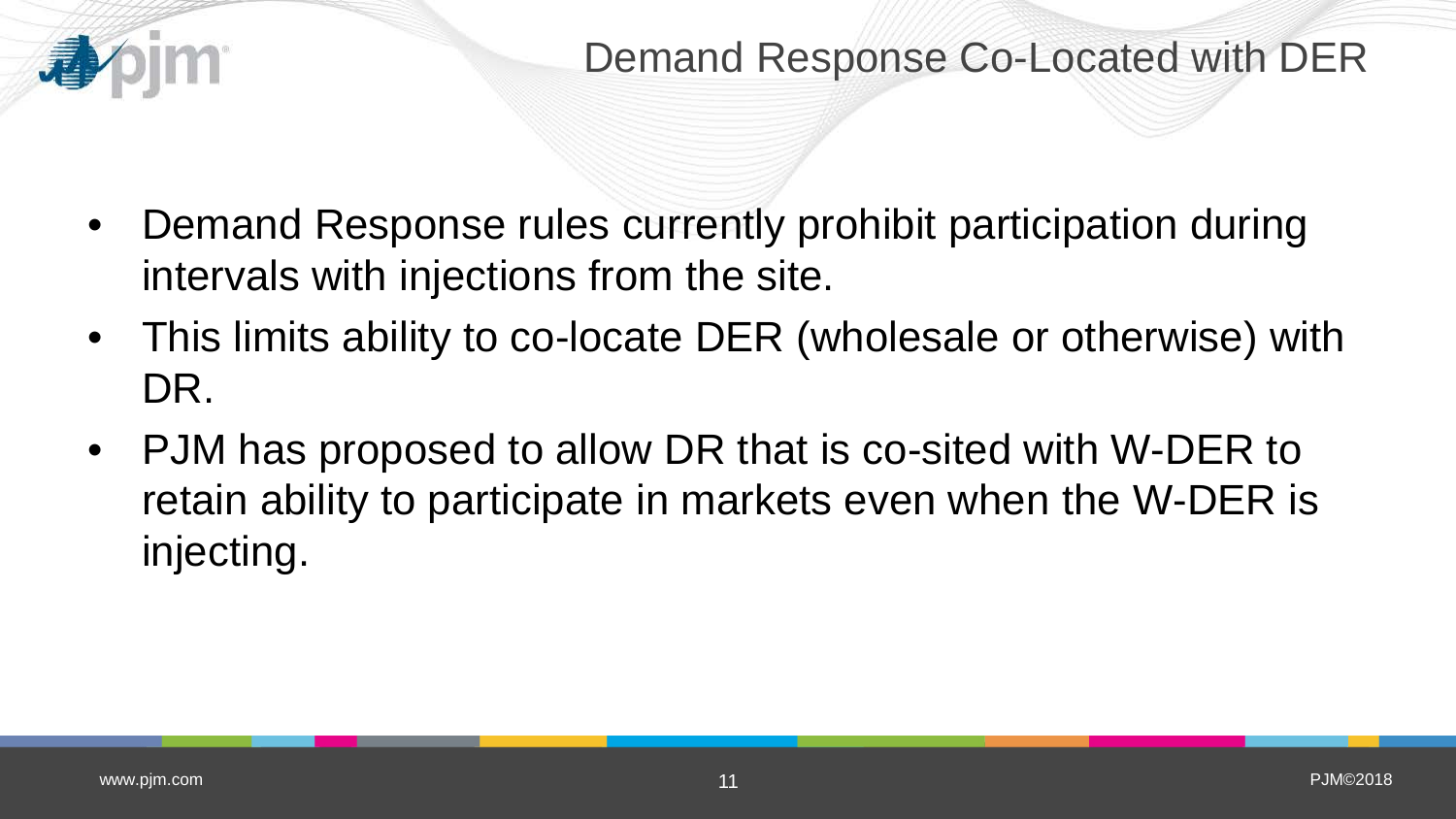# Demand Response Co-Located with DER

- Demand Response rules currently prohibit participation during intervals with injections from the site.
- This limits ability to co-locate DER (wholesale or otherwise) with DR.
- PJM has proposed to allow DR that is co-sited with W-DER to retain ability to participate in markets even when the W-DER is injecting.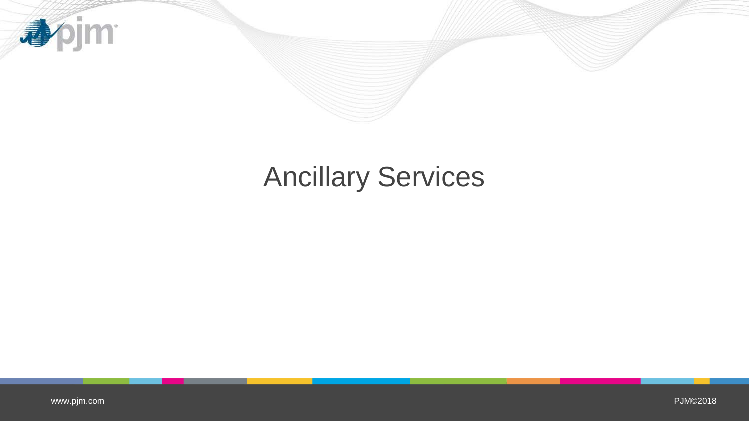# Ancillary Services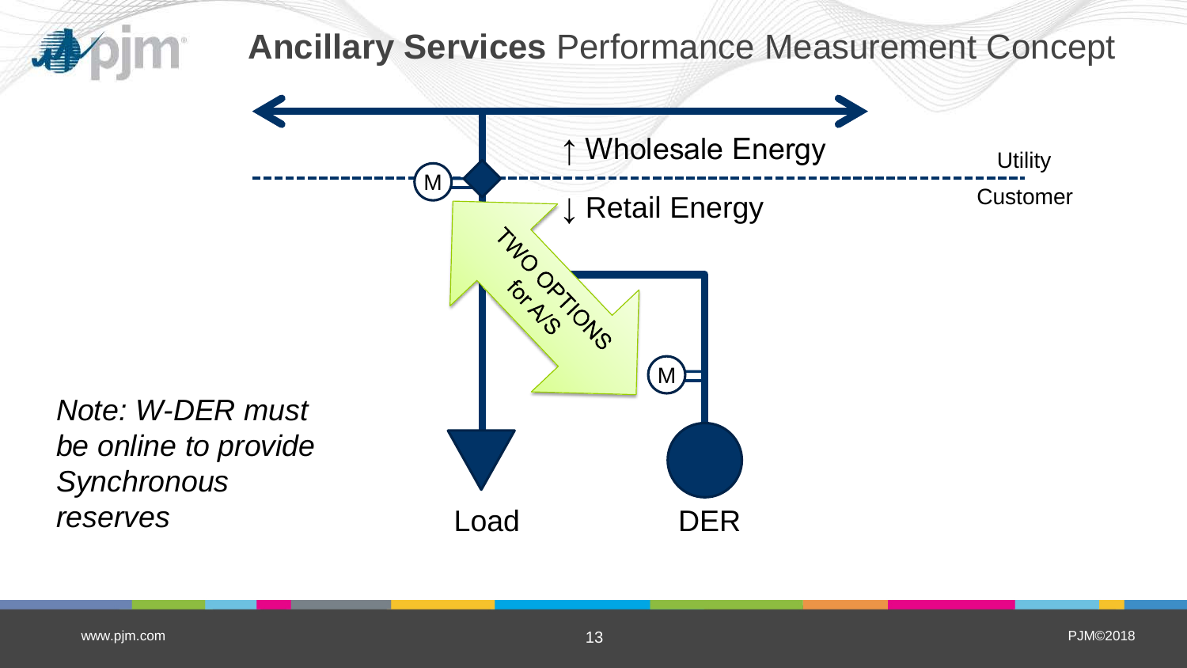# **Ancillary Services** Performance Measurement Concept

↑ Wholesale Energy

↓ Retail Energy

Utility

Customer

M

TWO OPTIONS for A/S

M

Load

DER

*Note: W-DER must be online to provide Synchronous reserves*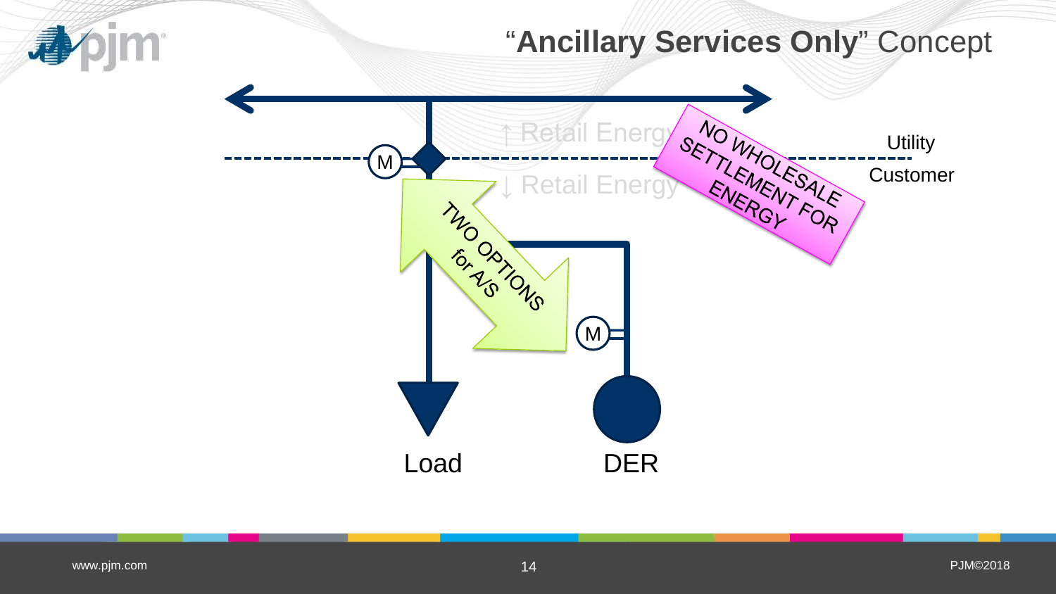# "Ancillary Services Only" Concept

↑ Retail Energy

↓ Retail Energy

Utility

Customer

M

M

TWO OPTIONS for A/S

NO WHOLESALE SETTLEMENT FOR ENERGY

Load

DER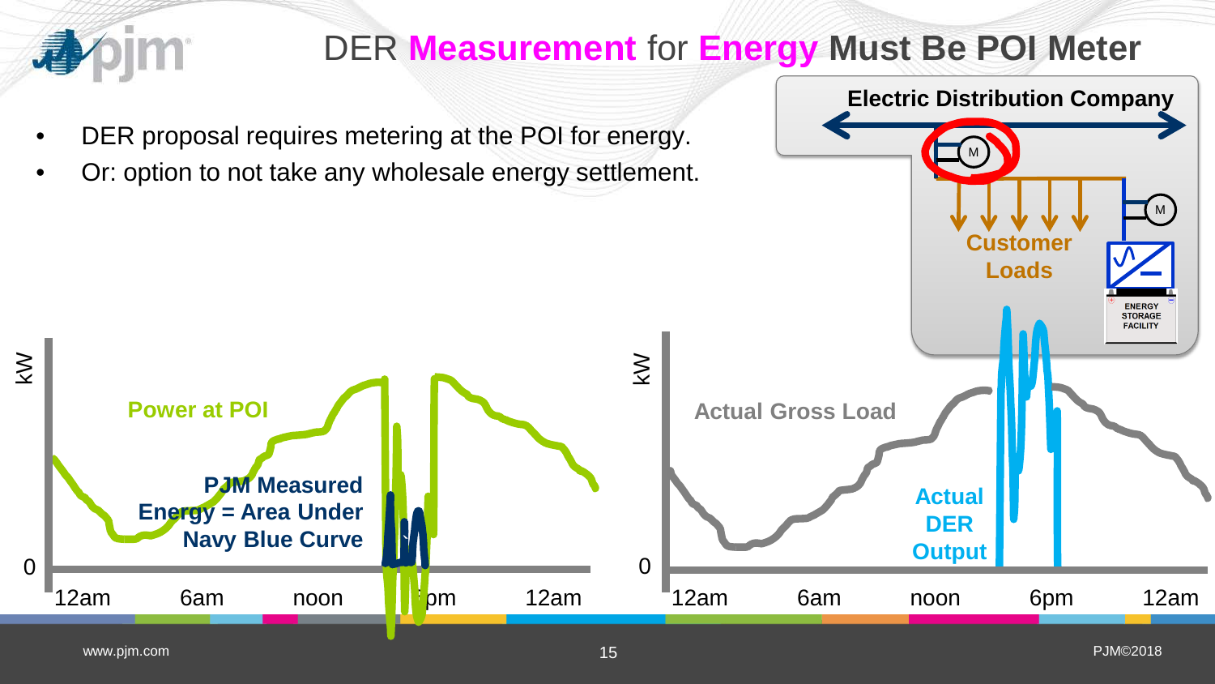# DER **Measurement** for **Energy** Must Be POI Meter

- DER proposal requires metering at the POI for energy.
- Or: option to not take any wholesale energy settlement.

**Electric Distribution Company**

M

M

**Customer Loads**

ENERGY STORAGE FACILITY

kW

**Power at POI**

**PJM Measured Energy = Area Under Navy Blue Curve**

0

12am 6am noon 6pm 12am

kW

**Actual Gross Load**

**Actual DER Output**

0

12am 6am noon 6pm 12am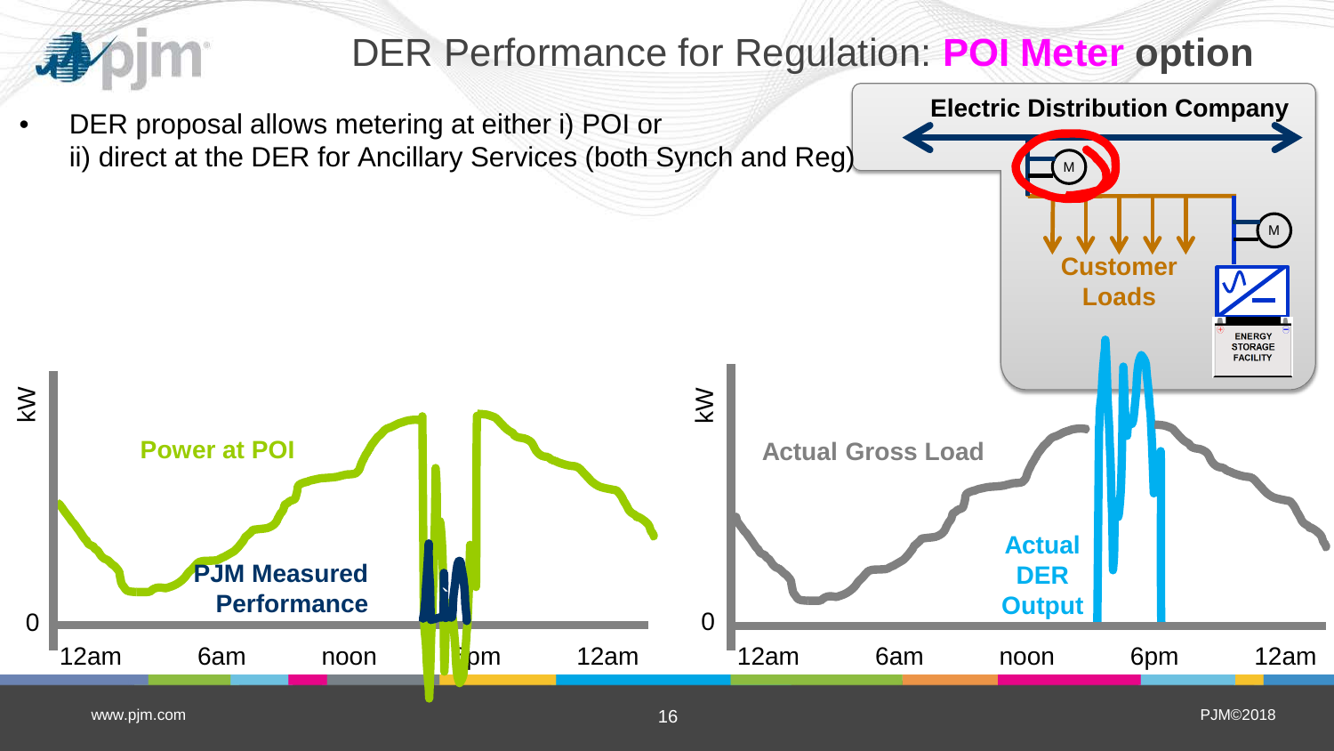# DER Performance for Regulation: **POI Meter option**

- DER proposal allows metering at either i) POI or ii) direct at the DER for Ancillary Services (both Synch and Reg)

**Electric Distribution Company**

**Customer Loads**

ENERGY STORAGE FACILITY

**Power at POI**

**PJM Measured Performance**

**Actual Gross Load**

**Actual DER Output**

kW

0

12am 6am noon 6pm 12am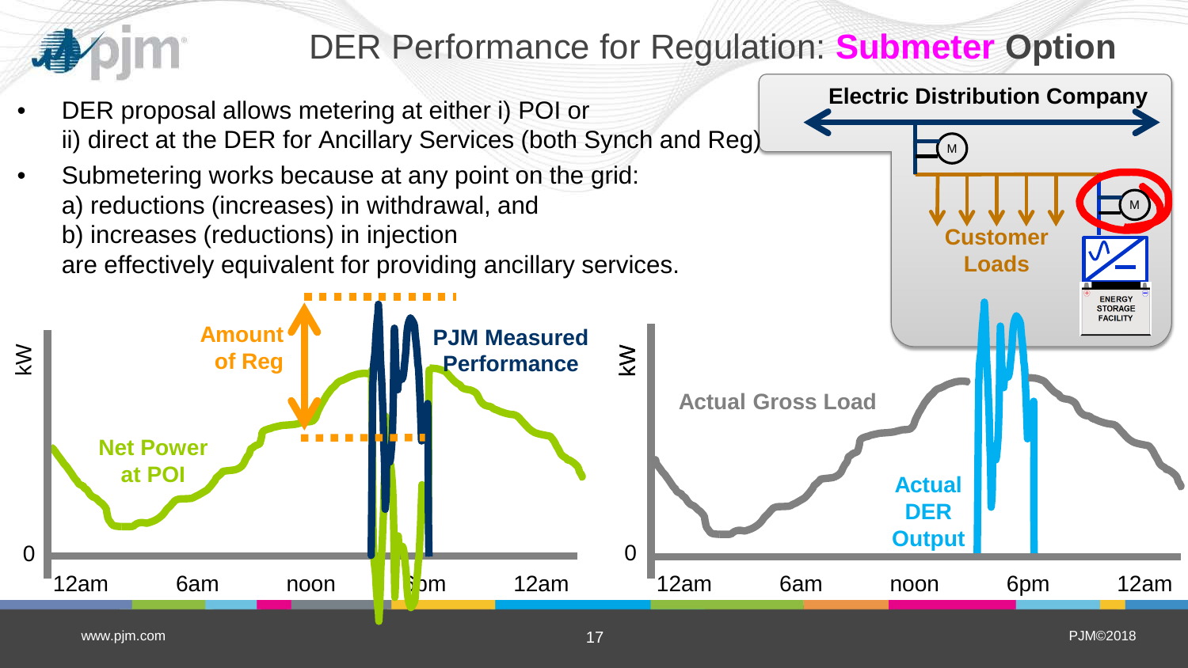# DER Performance for Regulation: **Submeter Option**

- DER proposal allows metering at either i) POI or ii) direct at the DER for Ancillary Services (both Synch and Reg)
- Submetering works because at any point on the grid:
  a) reductions (increases) in withdrawal, and
  b) increases (reductions) in injection
  are effectively equivalent for providing ancillary services.

Electric Distribution Company

M

M

Customer Loads

ENERGY STORAGE FACILITY

Amount of Reg

PJM Measured Performance

Net Power at POI

kW

0

12am 6am noon 6pm 12am

Actual Gross Load

Actual DER Output

kW

0

12am 6am noon 6pm 12am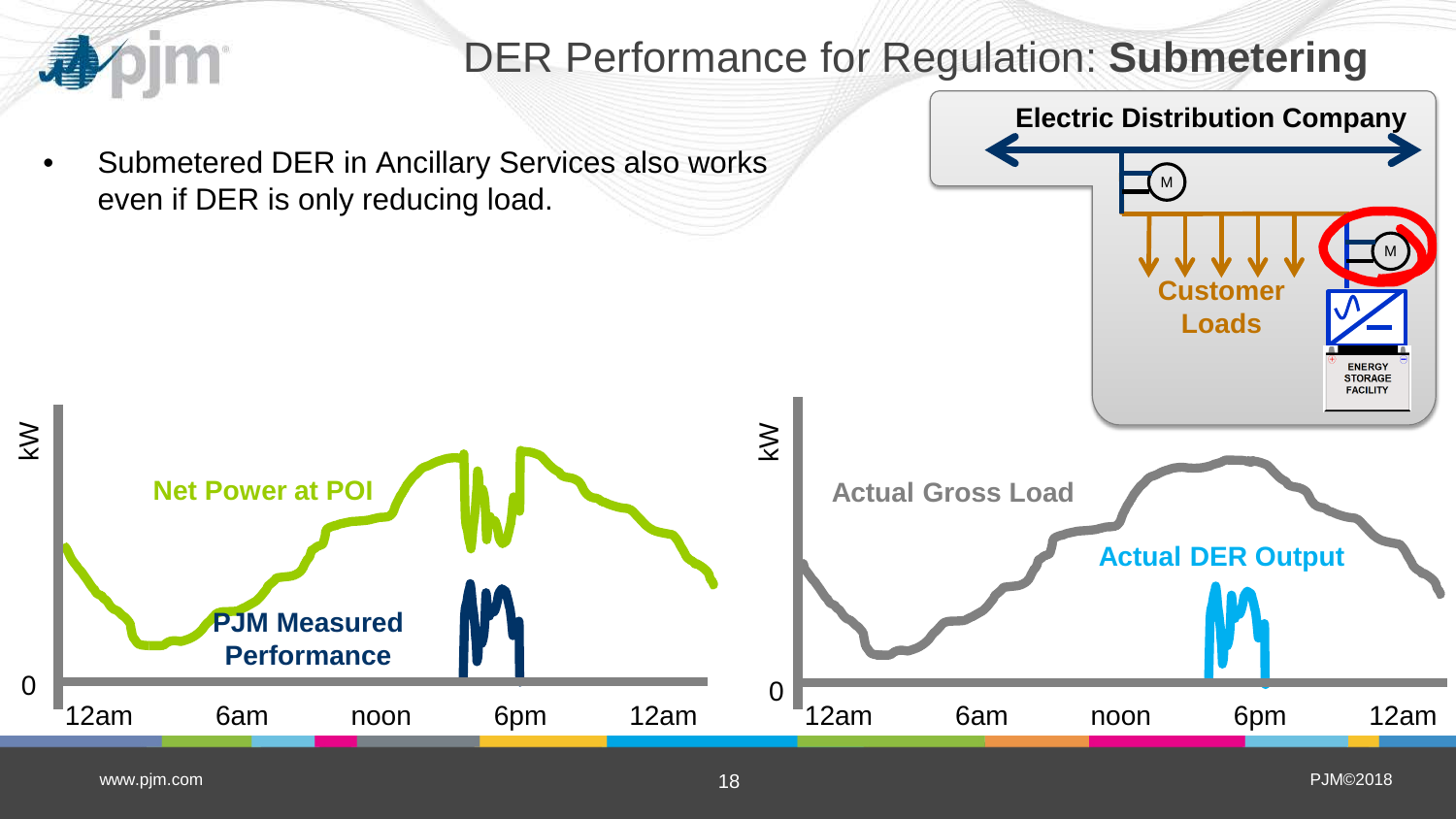# DER Performance for Regulation: **Submetering**

- Submetered DER in Ancillary Services also works even if DER is only reducing load.

Electric Distribution Company

M

Customer Loads

M

ENERGY STORAGE FACILITY

kW

Net Power at POI

PJM Measured Performance

0

12am 6am noon 6pm 12am

kW

Actual Gross Load

Actual DER Output

0

12am 6am noon 6pm 12am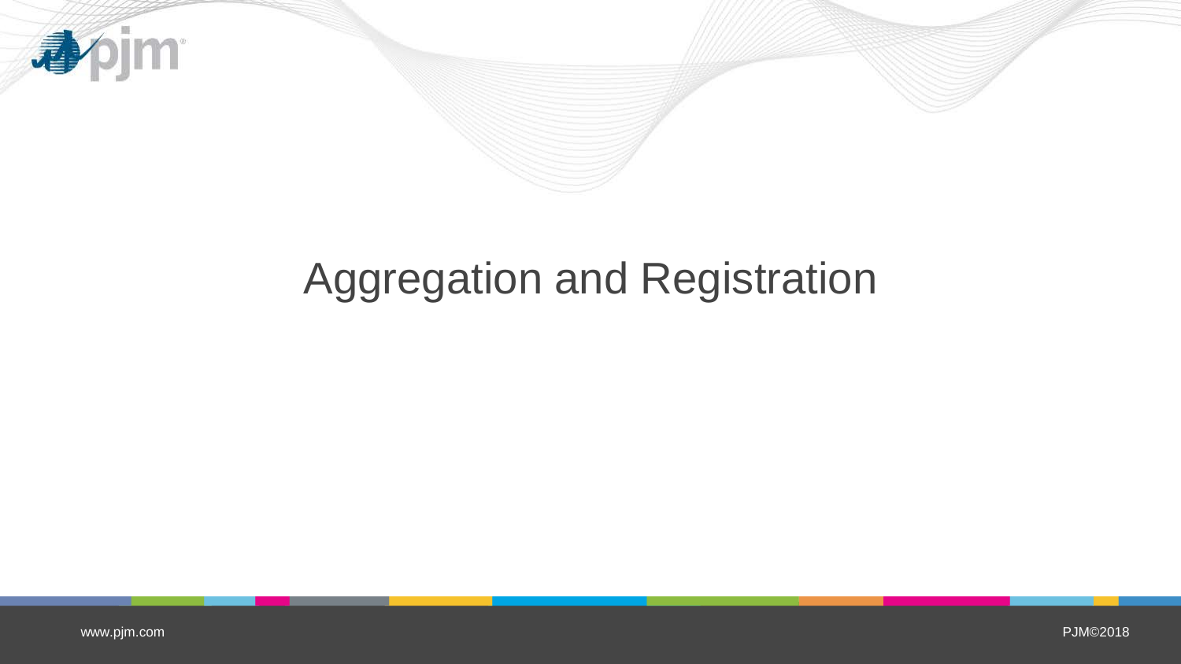# Aggregation and Registration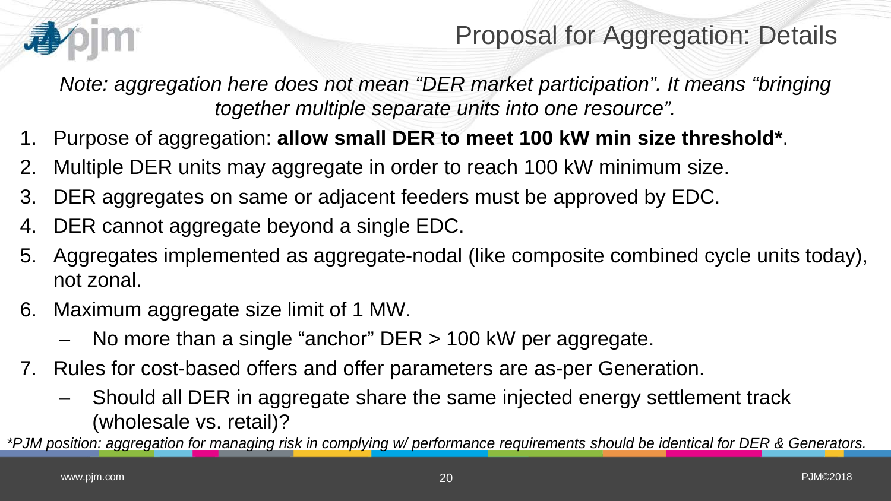# Proposal for Aggregation: Details

*Note: aggregation here does not mean “DER market participation”. It means “bringing together multiple separate units into one resource”.*

1. Purpose of aggregation: **allow small DER to meet 100 kW min size threshold***.
2. Multiple DER units may aggregate in order to reach 100 kW minimum size.
3. DER aggregates on same or adjacent feeders must be approved by EDC.
4. DER cannot aggregate beyond a single EDC.
5. Aggregates implemented as aggregate-nodal (like composite combined cycle units today), not zonal.
6. Maximum aggregate size limit of 1 MW.
   - No more than a single “anchor” DER > 100 kW per aggregate.
7. Rules for cost-based offers and offer parameters are as-per Generation.
   - Should all DER in aggregate share the same injected energy settlement track (wholesale vs. retail)?

**PJM position: aggregation for managing risk in complying w/ performance requirements should be identical for DER & Generators.*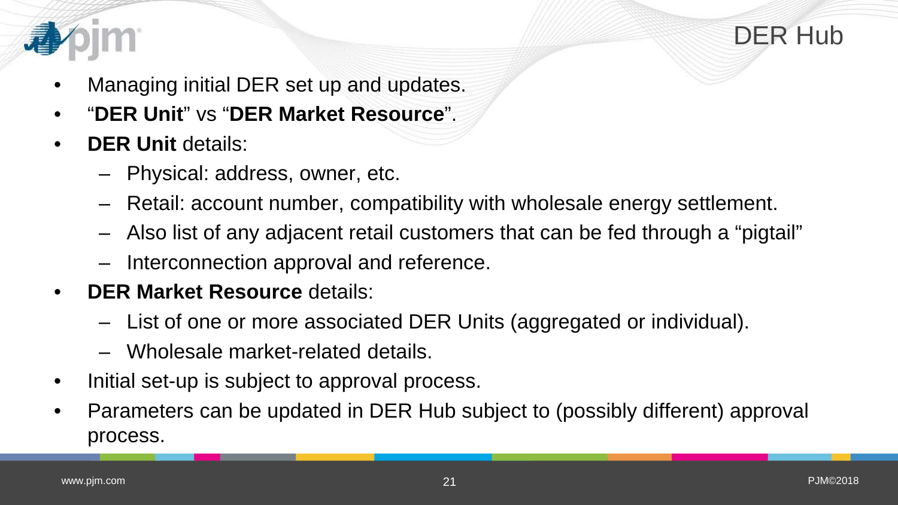# DER Hub

- Managing initial DER set up and updates.
- "**DER Unit**" vs "**DER Market Resource**".
- **DER Unit** details:
  - Physical: address, owner, etc.
  - Retail: account number, compatibility with wholesale energy settlement.
  - Also list of any adjacent retail customers that can be fed through a "pigtail"
  - Interconnection approval and reference.
- **DER Market Resource** details:
  - List of one or more associated DER Units (aggregated or individual).
  - Wholesale market-related details.
- Initial set-up is subject to approval process.
- Parameters can be updated in DER Hub subject to (possibly different) approval process.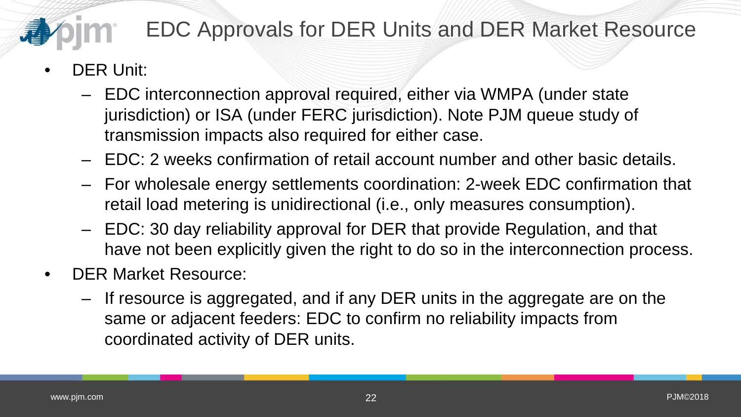# EDC Approvals for DER Units and DER Market Resource

- DER Unit:
  - EDC interconnection approval required, either via WMPA (under state jurisdiction) or ISA (under FERC jurisdiction). Note PJM queue study of transmission impacts also required for either case.
  - EDC: 2 weeks confirmation of retail account number and other basic details.
  - For wholesale energy settlements coordination: 2-week EDC confirmation that retail load metering is unidirectional (i.e., only measures consumption).
  - EDC: 30 day reliability approval for DER that provide Regulation, and that have not been explicitly given the right to do so in the interconnection process.
- DER Market Resource:
  - If resource is aggregated, and if any DER units in the aggregate are on the same or adjacent feeders: EDC to confirm no reliability impacts from coordinated activity of DER units.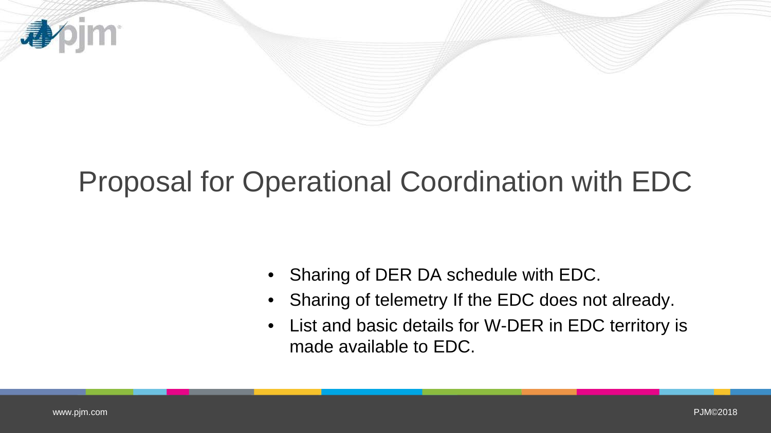# Proposal for Operational Coordination with EDC

- Sharing of DER DA schedule with EDC.
- Sharing of telemetry If the EDC does not already.
- List and basic details for W-DER in EDC territory is made available to EDC.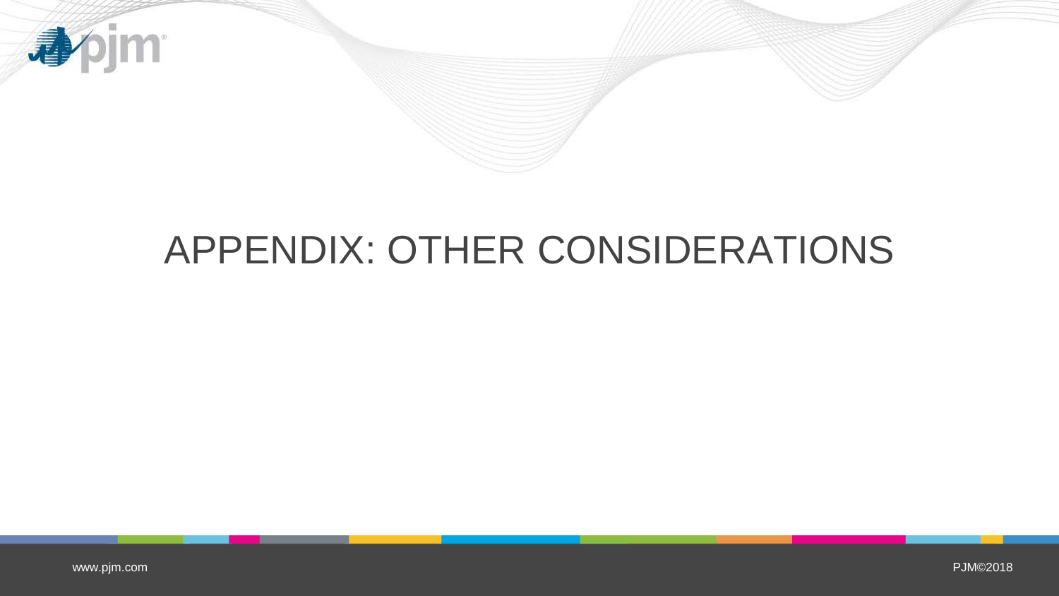# APPENDIX: OTHER CONSIDERATIONS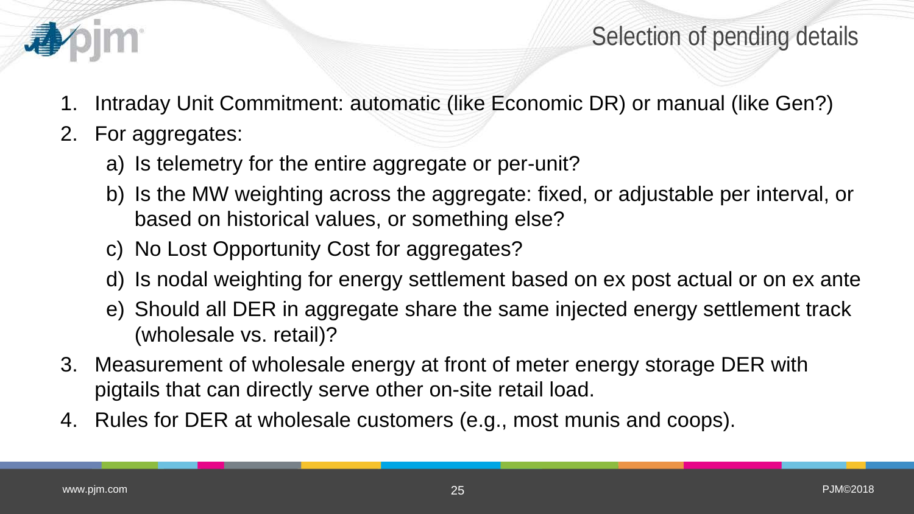# Selection of pending details

1. Intraday Unit Commitment: automatic (like Economic DR) or manual (like Gen?)
2. For aggregates:
   a) Is telemetry for the entire aggregate or per-unit?
   b) Is the MW weighting across the aggregate: fixed, or adjustable per interval, or based on historical values, or something else?
   c) No Lost Opportunity Cost for aggregates?
   d) Is nodal weighting for energy settlement based on ex post actual or on ex ante
   e) Should all DER in aggregate share the same injected energy settlement track (wholesale vs. retail)?
3. Measurement of wholesale energy at front of meter energy storage DER with pigtails that can directly serve other on-site retail load.
4. Rules for DER at wholesale customers (e.g., most munis and coops).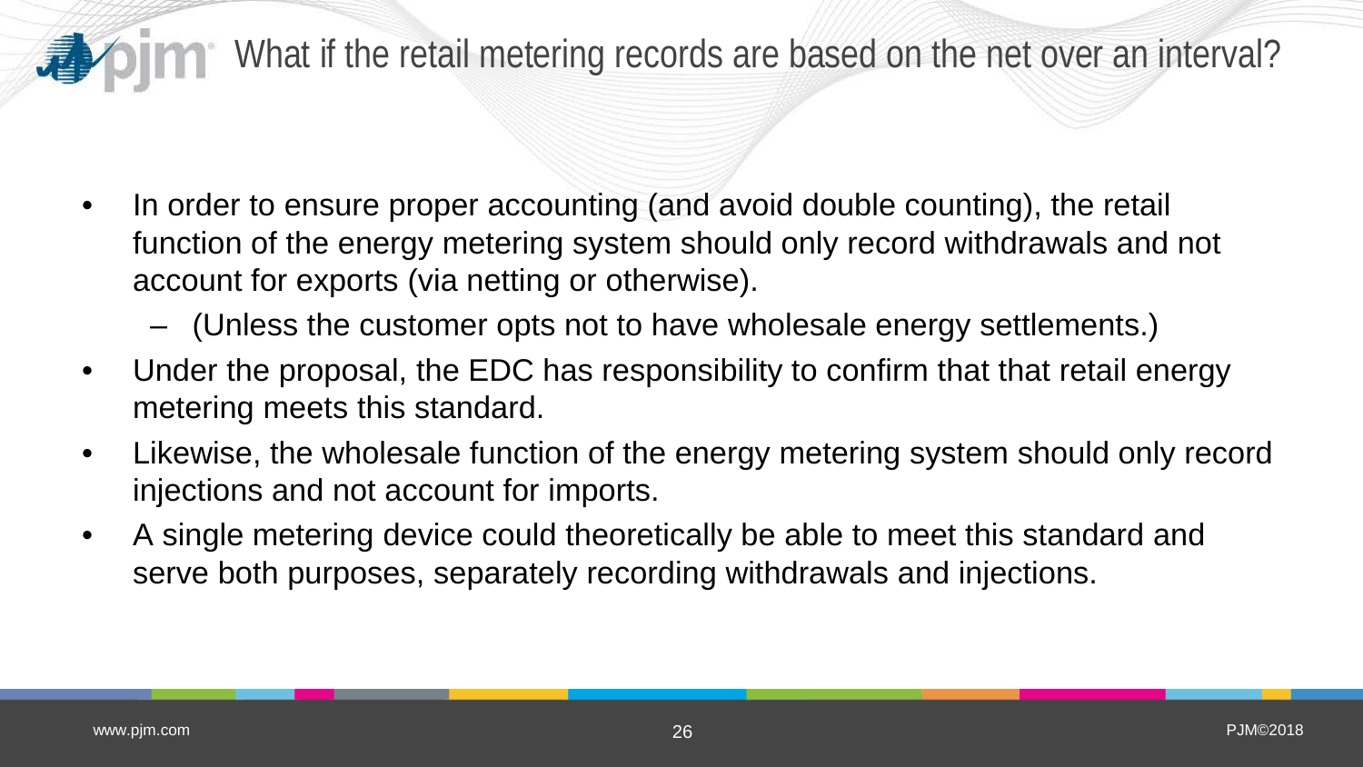# What if the retail metering records are based on the net over an interval?

- In order to ensure proper accounting (and avoid double counting), the retail function of the energy metering system should only record withdrawals and not account for exports (via netting or otherwise).
  - (Unless the customer opts not to have wholesale energy settlements.)
- Under the proposal, the EDC has responsibility to confirm that that retail energy metering meets this standard.
- Likewise, the wholesale function of the energy metering system should only record injections and not account for imports.
- A single metering device could theoretically be able to meet this standard and serve both purposes, separately recording withdrawals and injections.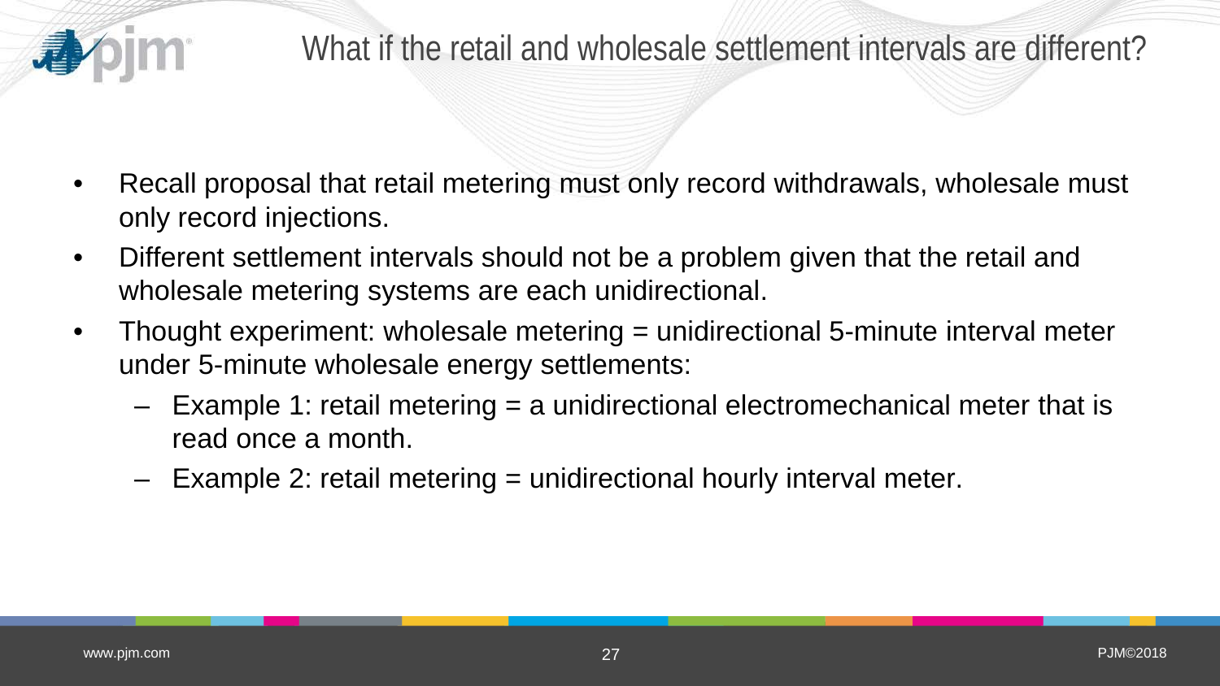# What if the retail and wholesale settlement intervals are different?

- Recall proposal that retail metering must only record withdrawals, wholesale must only record injections.
- Different settlement intervals should not be a problem given that the retail and wholesale metering systems are each unidirectional.
- Thought experiment: wholesale metering = unidirectional 5-minute interval meter under 5-minute wholesale energy settlements:
  - Example 1: retail metering = a unidirectional electromechanical meter that is read once a month.
  - Example 2: retail metering = unidirectional hourly interval meter.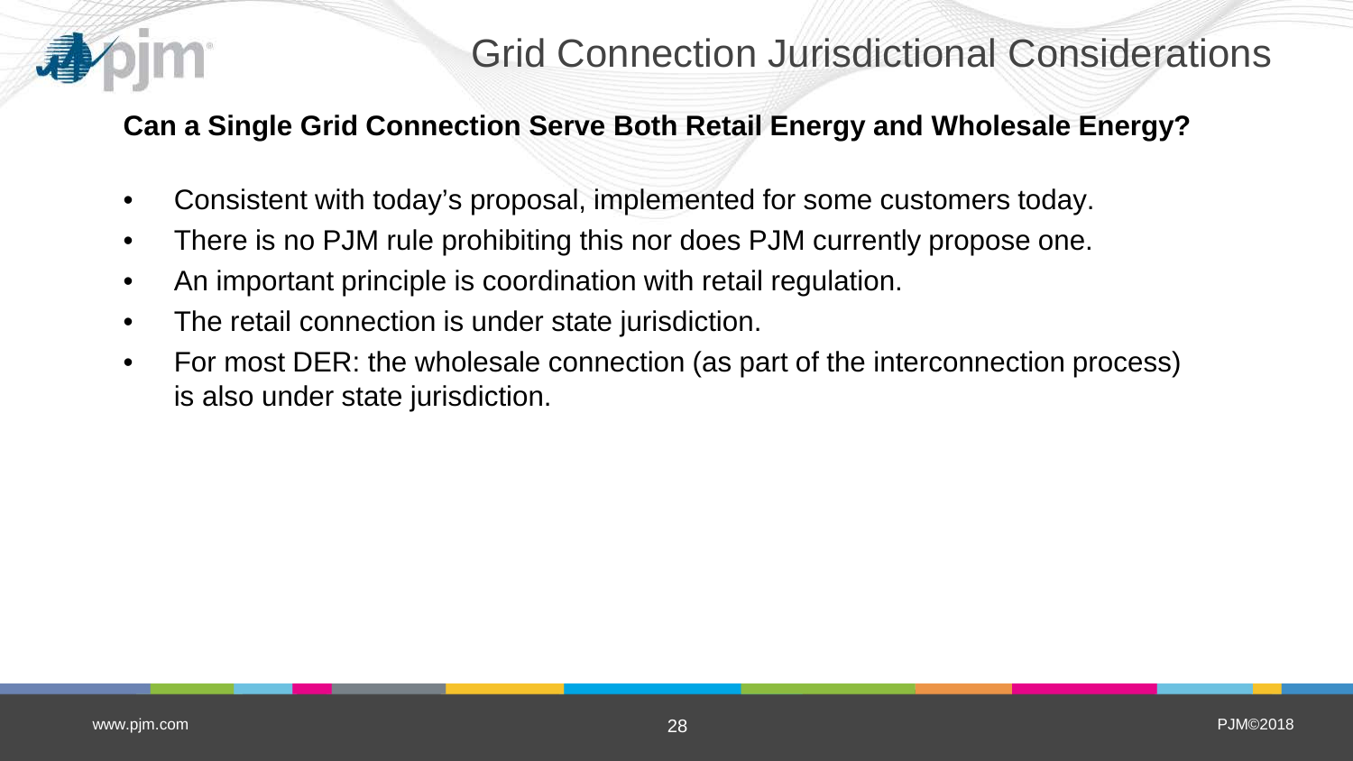# Grid Connection Jurisdictional Considerations

**Can a Single Grid Connection Serve Both Retail Energy and Wholesale Energy?**

- Consistent with today's proposal, implemented for some customers today.
- There is no PJM rule prohibiting this nor does PJM currently propose one.
- An important principle is coordination with retail regulation.
- The retail connection is under state jurisdiction.
- For most DER: the wholesale connection (as part of the interconnection process) is also under state jurisdiction.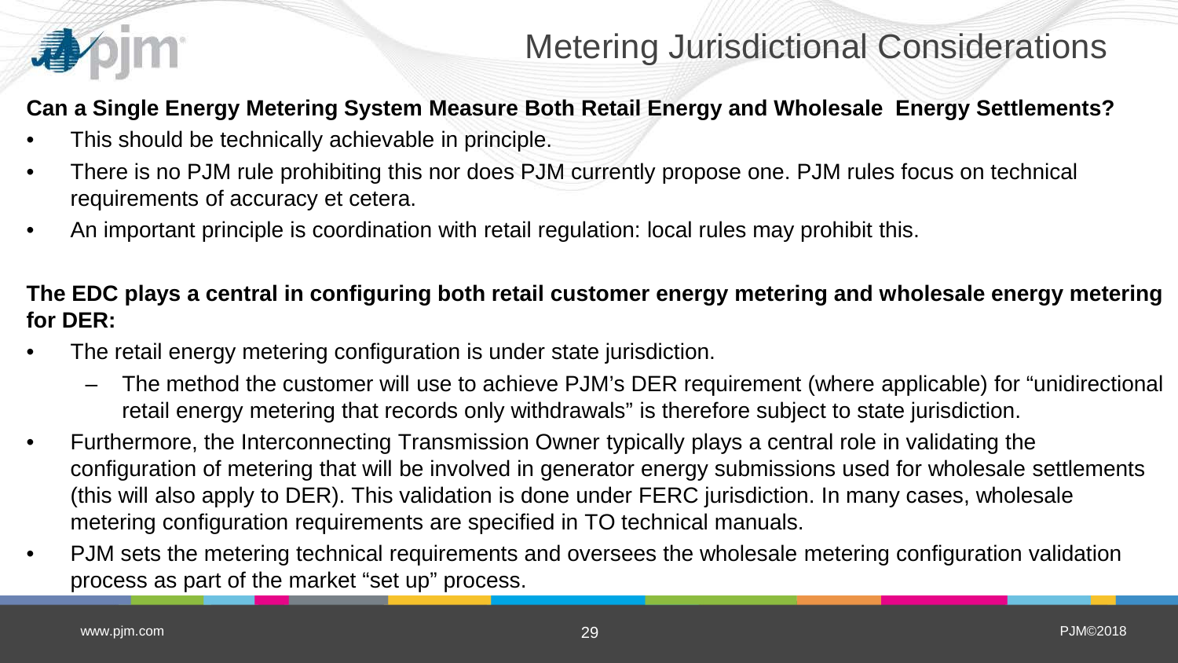# Metering Jurisdictional Considerations

**Can a Single Energy Metering System Measure Both Retail Energy and Wholesale Energy Settlements?**

- This should be technically achievable in principle.
- There is no PJM rule prohibiting this nor does PJM currently propose one. PJM rules focus on technical requirements of accuracy et cetera.
- An important principle is coordination with retail regulation: local rules may prohibit this.

**The EDC plays a central in configuring both retail customer energy metering and wholesale energy metering for DER:**

- The retail energy metering configuration is under state jurisdiction.
  - The method the customer will use to achieve PJM's DER requirement (where applicable) for "unidirectional retail energy metering that records only withdrawals" is therefore subject to state jurisdiction.
- Furthermore, the Interconnecting Transmission Owner typically plays a central role in validating the configuration of metering that will be involved in generator energy submissions used for wholesale settlements (this will also apply to DER). This validation is done under FERC jurisdiction. In many cases, wholesale metering configuration requirements are specified in TO technical manuals.
- PJM sets the metering technical requirements and oversees the wholesale metering configuration validation process as part of the market "set up" process.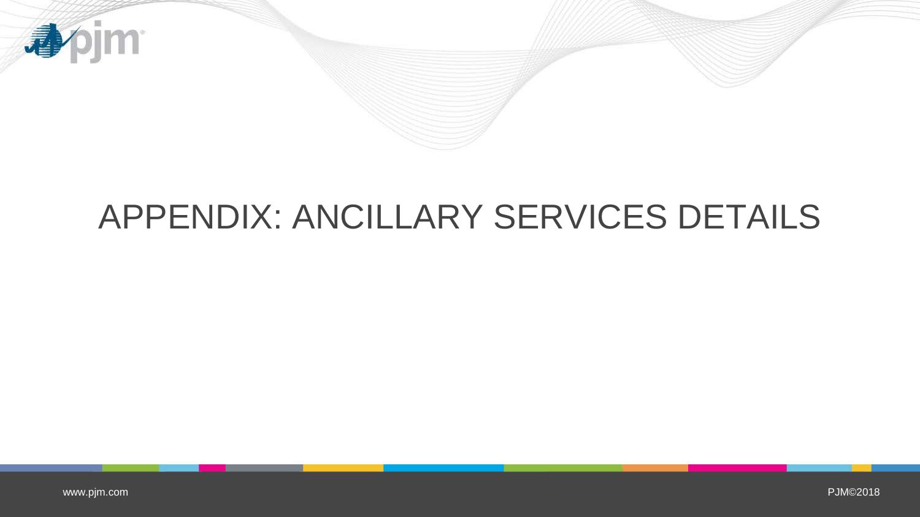# APPENDIX: ANCILLARY SERVICES DETAILS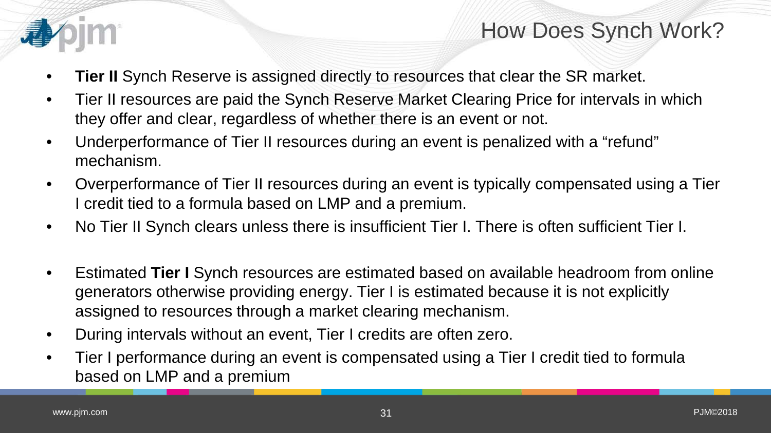# How Does Synch Work?

- **Tier II** Synch Reserve is assigned directly to resources that clear the SR market.
- Tier II resources are paid the Synch Reserve Market Clearing Price for intervals in which they offer and clear, regardless of whether there is an event or not.
- Underperformance of Tier II resources during an event is penalized with a "refund" mechanism.
- Overperformance of Tier II resources during an event is typically compensated using a Tier I credit tied to a formula based on LMP and a premium.
- No Tier II Synch clears unless there is insufficient Tier I. There is often sufficient Tier I.

- Estimated **Tier I** Synch resources are estimated based on available headroom from online generators otherwise providing energy. Tier I is estimated because it is not explicitly assigned to resources through a market clearing mechanism.
- During intervals without an event, Tier I credits are often zero.
- Tier I performance during an event is compensated using a Tier I credit tied to formula based on LMP and a premium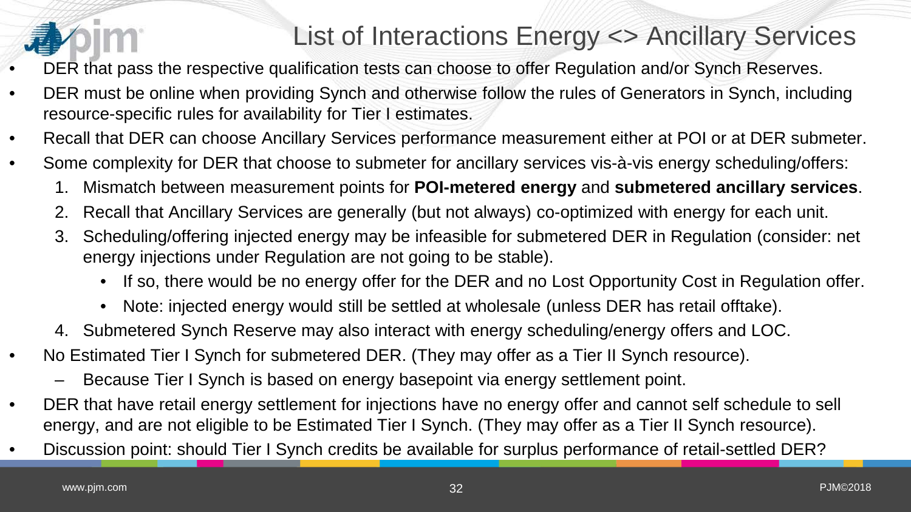# List of Interactions Energy <> Ancillary Services

- DER that pass the respective qualification tests can choose to offer Regulation and/or Synch Reserves.
- DER must be online when providing Synch and otherwise follow the rules of Generators in Synch, including resource-specific rules for availability for Tier I estimates.
- Recall that DER can choose Ancillary Services performance measurement either at POI or at DER submeter.
- Some complexity for DER that choose to submeter for ancillary services vis-à-vis energy scheduling/offers:
  1. Mismatch between measurement points for **POI-metered energy** and **submetered ancillary services**.
  2. Recall that Ancillary Services are generally (but not always) co-optimized with energy for each unit.
  3. Scheduling/offering injected energy may be infeasible for submetered DER in Regulation (consider: net energy injections under Regulation are not going to be stable).
     - If so, there would be no energy offer for the DER and no Lost Opportunity Cost in Regulation offer.
     - Note: injected energy would still be settled at wholesale (unless DER has retail offtake).
  4. Submetered Synch Reserve may also interact with energy scheduling/energy offers and LOC.
- No Estimated Tier I Synch for submetered DER. (They may offer as a Tier II Synch resource).
  - Because Tier I Synch is based on energy basepoint via energy settlement point.
- DER that have retail energy settlement for injections have no energy offer and cannot self schedule to sell energy, and are not eligible to be Estimated Tier I Synch. (They may offer as a Tier II Synch resource).
- Discussion point: should Tier I Synch credits be available for surplus performance of retail-settled DER?